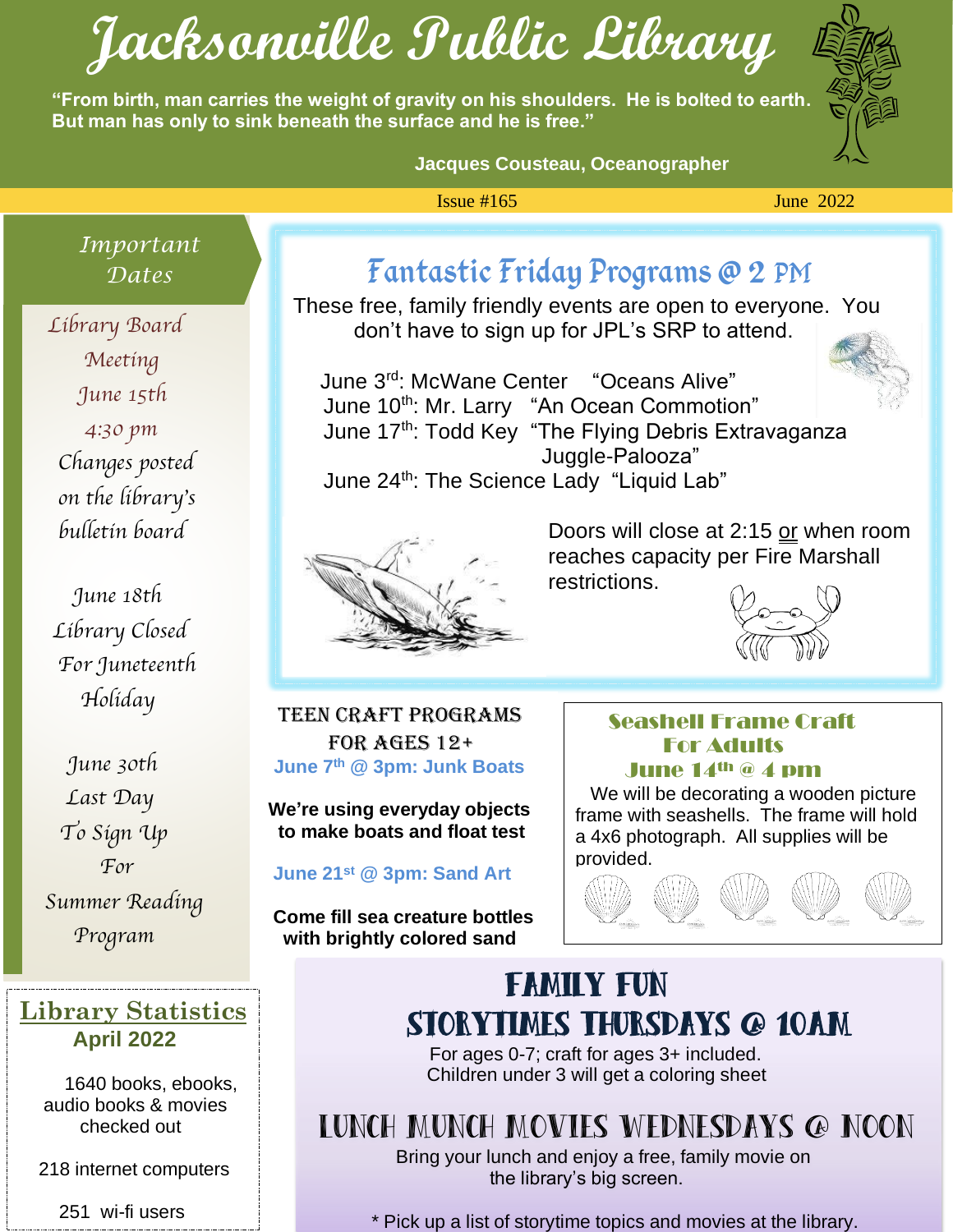# Jacksonville Public Library

**"From birth, man carries the weight of gravity on his shoulders. He is bolted to earth. But man has only to sink beneath the surface and he is free."**

**Jacques Cousteau, Oceanographer**

Issue #165 June 2022

## Fantastic Friday Programs @ 2 PM

These free, family friendly events are open to everyone. You don't have to sign up for JPL's SRP to attend.

June 3rd: McWane Center "Oceans Alive"
June 10th: Mr. Larry "An Ocean Commotion"
June 17th: Todd Key "The Flying Debris Extravaganza Juggle-Palooza"
June 24th: The Science Lady "Liquid Lab"

Doors will close at 2:15 or when room reaches capacity per Fire Marshall restrictions.

## Important Dates

*Library Board Meeting June 15th 4:30 pm Changes posted on the library's bulletin board*

*June 18th Library Closed For Juneteenth Holiday*

*June 30th Last Day To Sign Up For Summer Reading Program*

## Teen Craft Programs for Ages 12+

**June 7th @ 3pm: Junk Boats**

**We're using everyday objects to make boats and float test**

**June 21st @ 3pm: Sand Art**

**Come fill sea creature bottles with brightly colored sand**

## Seashell Frame Craft For Adults June 14th @ 4 pm

We will be decorating a wooden picture frame with seashells. The frame will hold a 4x6 photograph. All supplies will be provided.

## Library Statistics

**April 2022**

1640 books, ebooks, audio books & movies checked out

218 internet computers

251 wi-fi users

## Family Fun Storytimes Thursdays @ 10AM

For ages 0-7; craft for ages 3+ included.
Children under 3 will get a coloring sheet

## Lunch Munch Movies Wednesdays @ Noon

Bring your lunch and enjoy a free, family movie on the library's big screen.

* Pick up a list of storytime topics and movies at the library.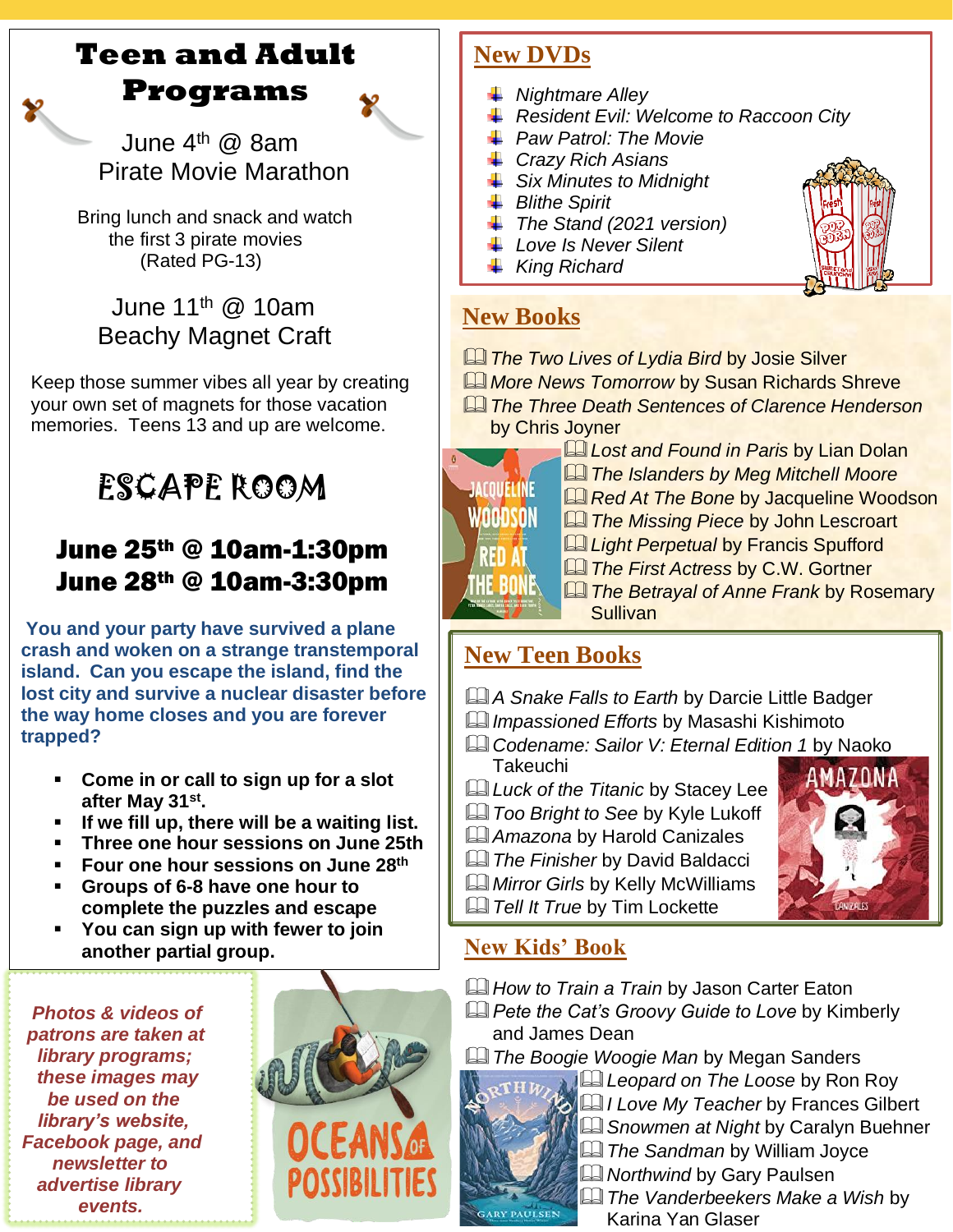# Teen and Adult Programs

June 4th @ 8am
Pirate Movie Marathon

Bring lunch and snack and watch the first 3 pirate movies
(Rated PG-13)

June 11th @ 10am
Beachy Magnet Craft

Keep those summer vibes all year by creating your own set of magnets for those vacation memories. Teens 13 and up are welcome.

## ESCAPE ROOM

**June 25th @ 10am-1:30pm**
**June 28th @ 10am-3:30pm**

**You and your party have survived a plane crash and woken on a strange transtemporal island. Can you escape the island, find the lost city and survive a nuclear disaster before the way home closes and you are forever trapped?**

- **Come in or call to sign up for a slot after May 31st.**
- **If we fill up, there will be a waiting list.**
- **Three one hour sessions on June 25th**
- **Four one hour sessions on June 28th**
- **Groups of 6-8 have one hour to complete the puzzles and escape**
- **You can sign up with fewer to join another partial group.**

***Photos & videos of patrons are taken at library programs; these images may be used on the library's website, Facebook page, and newsletter to advertise library events.***

OCEANS OF POSSIBILITIES

## New DVDs

- *Nightmare Alley*
- *Resident Evil: Welcome to Raccoon City*
- *Paw Patrol: The Movie*
- *Crazy Rich Asians*
- *Six Minutes to Midnight*
- *Blithe Spirit*
- *The Stand (2021 version)*
- *Love Is Never Silent*
- *King Richard*

## New Books

- *The Two Lives of Lydia Bird* by Josie Silver
- *More News Tomorrow* by Susan Richards Shreve
- *The Three Death Sentences of Clarence Henderson* by Chris Joyner
- *Lost and Found in Paris* by Lian Dolan
- *The Islanders by Meg Mitchell Moore*
- *Red At The Bone* by Jacqueline Woodson
- *The Missing Piece* by John Lescroart
- *Light Perpetual* by Francis Spufford
- *The First Actress* by C.W. Gortner
- *The Betrayal of Anne Frank* by Rosemary Sullivan

## New Teen Books

- *A Snake Falls to Earth* by Darcie Little Badger
- *Impassioned Efforts* by Masashi Kishimoto
- *Codename: Sailor V: Eternal Edition 1* by Naoko Takeuchi
- *Luck of the Titanic* by Stacey Lee
- *Too Bright to See* by Kyle Lukoff
- *Amazona* by Harold Canizales
- *The Finisher* by David Baldacci
- *Mirror Girls* by Kelly McWilliams
- *Tell It True* by Tim Lockette

## New Kids' Book

- *How to Train a Train* by Jason Carter Eaton
- *Pete the Cat's Groovy Guide to Love* by Kimberly and James Dean
- *The Boogie Woogie Man* by Megan Sanders
- *Leopard on The Loose* by Ron Roy
- *I Love My Teacher* by Frances Gilbert
- *Snowmen at Night* by Caralyn Buehner
- *The Sandman* by William Joyce
- *Northwind* by Gary Paulsen
- *The Vanderbeekers Make a Wish* by Karina Yan Glaser